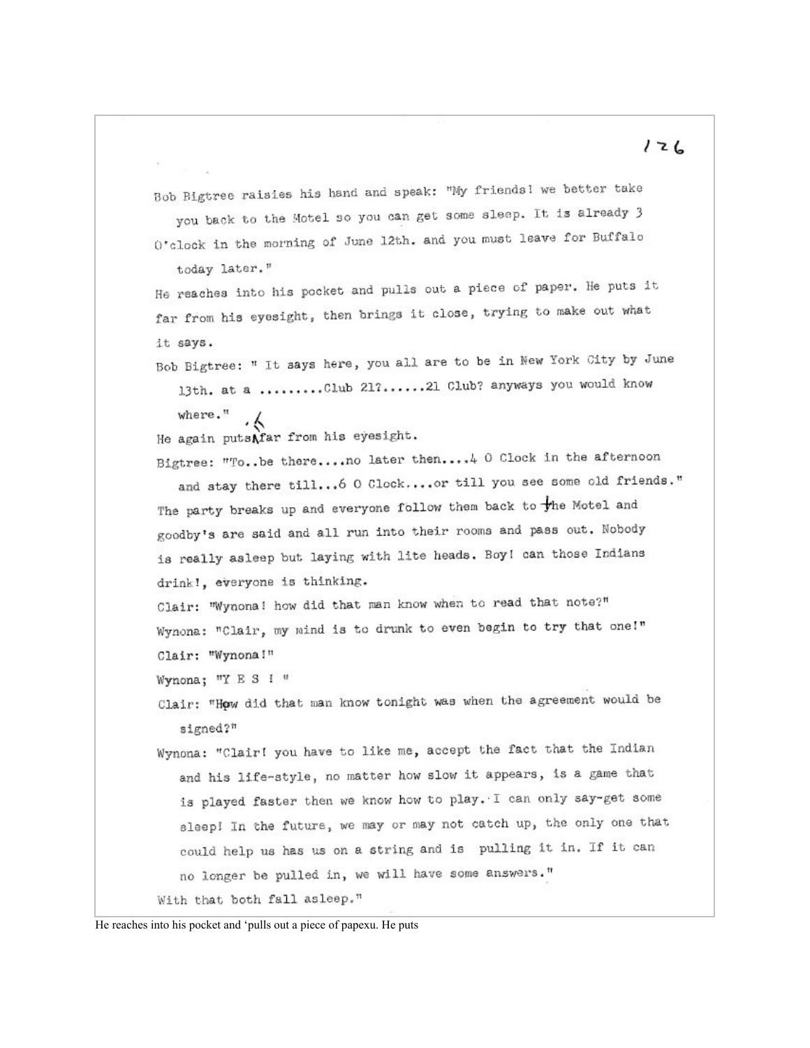Bob Bigtree raisies his hand and speak: "My friends! we better take you back to the Motel so you can get some sleep. It is already 3 O'clock in the morning of June 12th. and you must leave for Buffalo today later."

He reaches into his pocket and pulls out a piece of paper. He puts it far from his eyesight, then brings it close, trying to make out what it says.

Bob Bigtree: " It says here, you all are to be in New York City by June 13th. at a .........Club 21?......21 Club? anyways you would know where."

He again puts it far from his eyesight.

Bigtree: "To..be there....no later then....4 O Clock in the afternoon and stay there till...6 O Clock....or till you see some old friends."

The party breaks up and everyone follow them back to the Motel and goodby's are said and all run into their rooms and pass out. Nobody is really asleep but laying with lite heads. Boy! can those Indians drink!, everyone is thinking.

Clair: "Wynona! how did that man know when to read that note?"

Wynona: "Clair, my mind is to drunk to even begin to try that one!"

Clair: "Wynona!"

Wynona; "Y E S ! "

Clair: "How did that man know tonight was when the agreement would be signed?"

Wynona: "Clair! you have to like me, accept the fact that the Indian and his life-style, no matter how slow it appears, is a game that is played faster then we know how to play. I can only say-get some sleep! In the future, we may or may not catch up, the only one that could help us has us on a string and is pulling it in. If it can no longer be pulled in, we will have some answers."

With that both fall asleep."

He reaches into his pocket and 'pulls out a piece of papexu. He puts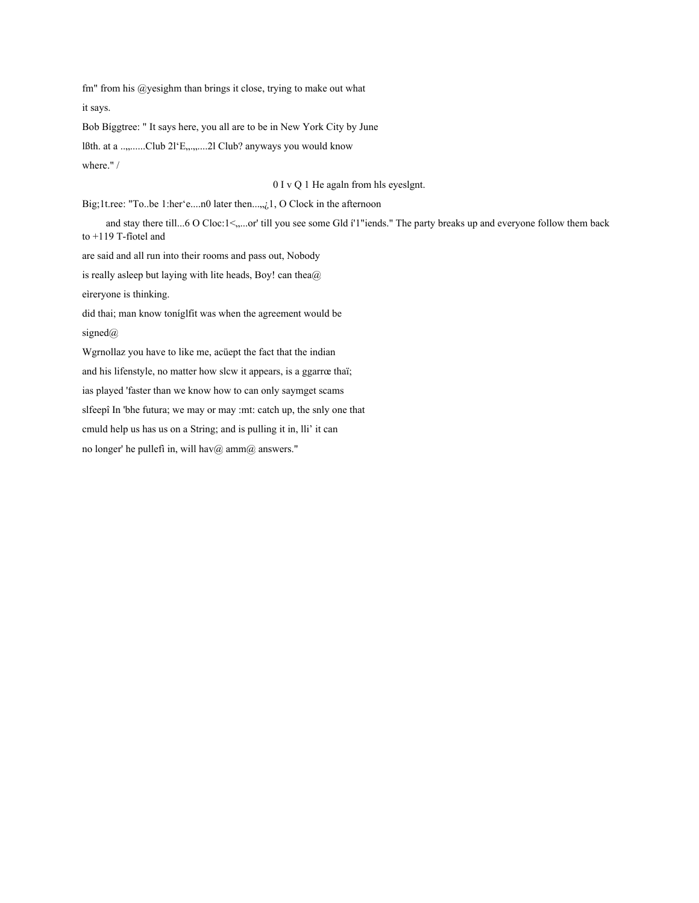fm" from his @yesighm than brings it close, trying to make out what

it says.

Bob Bíggtree: " It says here, you all are to be in New York City by June

lßth. at a ..,,......Club 2l'E,,.,,....2l Club? anyways you would know

where." /

0 I v Q 1 He agaln from hls eyeslgnt.

Big;1t.ree: "To..be 1:her'e....n0 later then...,,¿1, O Clock in the afternoon

and stay there till...6 O Cloc:1<,,...or' till you see some Gld í'1"iends." The party breaks up and everyone follow them back to +119 T-fiotel and

are said and all run into their rooms and pass out, Nobody

is really asleep but laying with lite heads, Boy! can thea@

eìreryone is thinking.

did thai; man know toníglfit was when the agreement would be

signed@

Wgrnollaz you have to like me, acüept the fact that the indian

and his lifenstyle, no matter how slcw it appears, is a ggarrœ thaï;

ias played 'faster than we know how to can only saymget scams

slfeepî In 'bhe futura; we may or may :mt: catch up, the snly one that

cmuld help us has us on a String; and is pulling it in, lli' it can

no longer' he pullefi in, will hav@ amm@ answers."